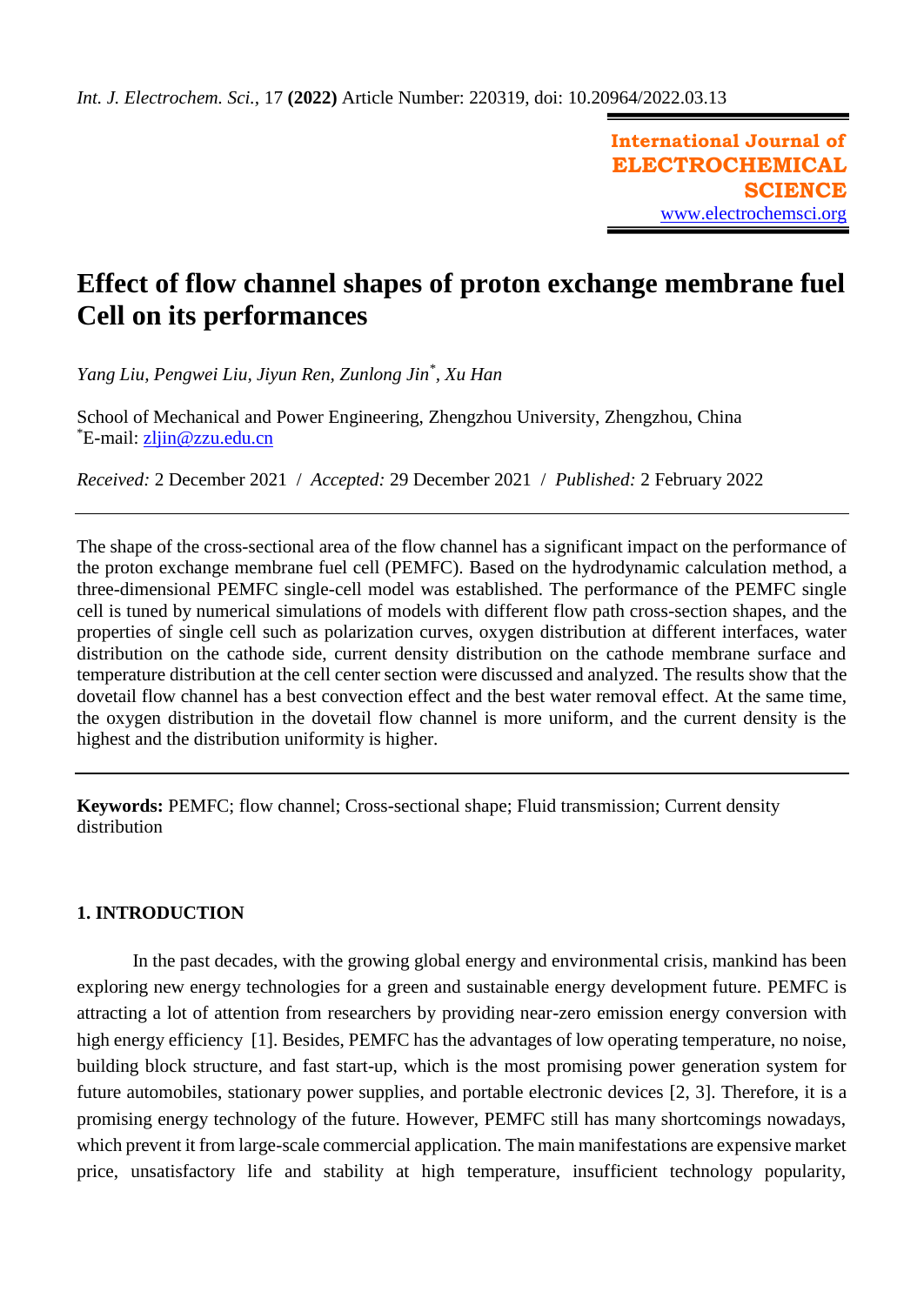# Effect of flow channel shapes of proton exchange membrane fuel Cell on its performances

*Yang Liu, Pengwei Liu, Jiyun Ren, Zunlong Jin[*], Xu Han*

School of Mechanical and Power Engineering, Zhengzhou University, Zhengzhou, China
[*]E-mail: zljin@zzu.edu.cn

*Received:* 2 December 2021 / *Accepted:* 29 December 2021 / *Published:* 2 February 2022

---

The shape of the cross-sectional area of the flow channel has a significant impact on the performance of the proton exchange membrane fuel cell (PEMFC). Based on the hydrodynamic calculation method, a three-dimensional PEMFC single-cell model was established. The performance of the PEMFC single cell is tuned by numerical simulations of models with different flow path cross-section shapes, and the properties of single cell such as polarization curves, oxygen distribution at different interfaces, water distribution on the cathode side, current density distribution on the cathode membrane surface and temperature distribution at the cell center section were discussed and analyzed. The results show that the dovetail flow channel has a best convection effect and the best water removal effect. At the same time, the oxygen distribution in the dovetail flow channel is more uniform, and the current density is the highest and the distribution uniformity is higher.

---

**Keywords:** PEMFC; flow channel; Cross-sectional shape; Fluid transmission; Current density distribution

## 1. INTRODUCTION

In the past decades, with the growing global energy and environmental crisis, mankind has been exploring new energy technologies for a green and sustainable energy development future. PEMFC is attracting a lot of attention from researchers by providing near-zero emission energy conversion with high energy efficiency [1]. Besides, PEMFC has the advantages of low operating temperature, no noise, building block structure, and fast start-up, which is the most promising power generation system for future automobiles, stationary power supplies, and portable electronic devices [2, 3]. Therefore, it is a promising energy technology of the future. However, PEMFC still has many shortcomings nowadays, which prevent it from large-scale commercial application. The main manifestations are expensive market price, unsatisfactory life and stability at high temperature, insufficient technology popularity,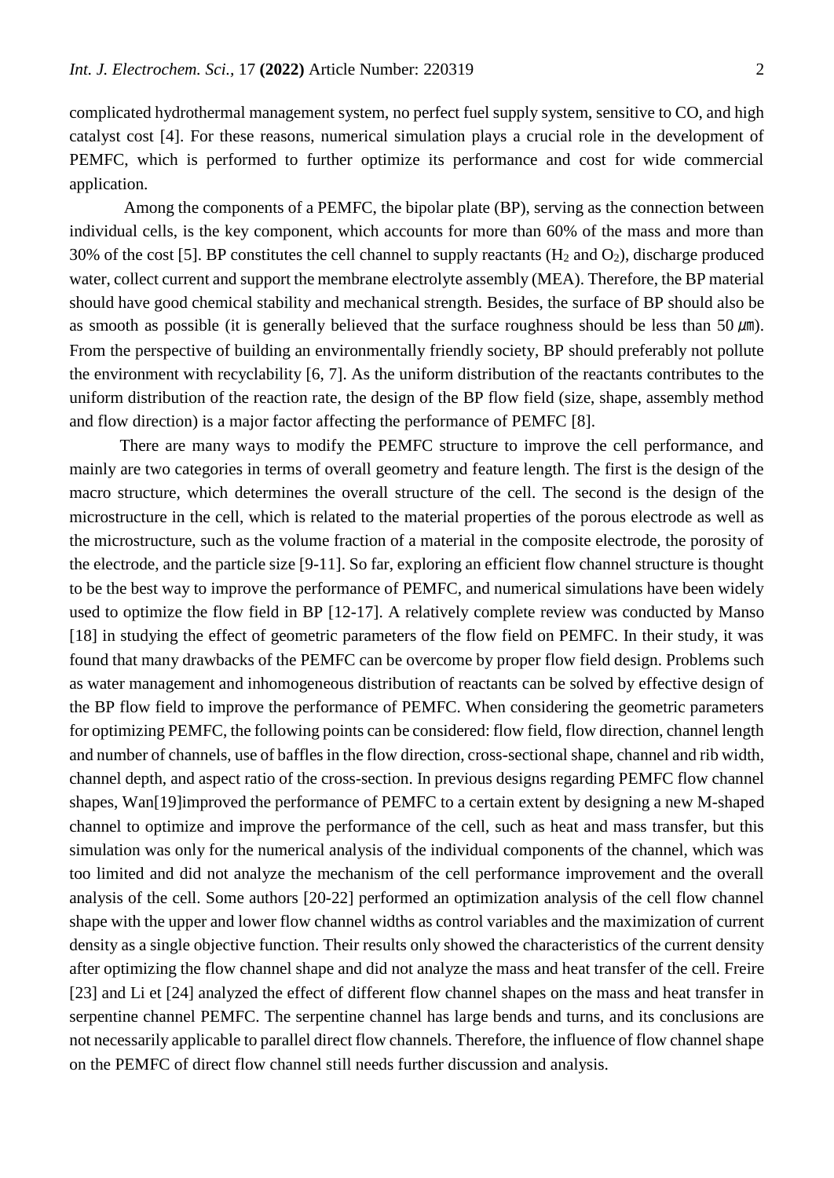complicated hydrothermal management system, no perfect fuel supply system, sensitive to CO, and high catalyst cost [4]. For these reasons, numerical simulation plays a crucial role in the development of PEMFC, which is performed to further optimize its performance and cost for wide commercial application.

Among the components of a PEMFC, the bipolar plate (BP), serving as the connection between individual cells, is the key component, which accounts for more than 60% of the mass and more than 30% of the cost [5]. BP constitutes the cell channel to supply reactants ($H_2$ and $O_2$), discharge produced water, collect current and support the membrane electrolyte assembly (MEA). Therefore, the BP material should have good chemical stability and mechanical strength. Besides, the surface of BP should also be as smooth as possible (it is generally believed that the surface roughness should be less than 50 ㎛). From the perspective of building an environmentally friendly society, BP should preferably not pollute the environment with recyclability [6, 7]. As the uniform distribution of the reactants contributes to the uniform distribution of the reaction rate, the design of the BP flow field (size, shape, assembly method and flow direction) is a major factor affecting the performance of PEMFC [8].

There are many ways to modify the PEMFC structure to improve the cell performance, and mainly are two categories in terms of overall geometry and feature length. The first is the design of the macro structure, which determines the overall structure of the cell. The second is the design of the microstructure in the cell, which is related to the material properties of the porous electrode as well as the microstructure, such as the volume fraction of a material in the composite electrode, the porosity of the electrode, and the particle size [9-11]. So far, exploring an efficient flow channel structure is thought to be the best way to improve the performance of PEMFC, and numerical simulations have been widely used to optimize the flow field in BP [12-17]. A relatively complete review was conducted by Manso [18] in studying the effect of geometric parameters of the flow field on PEMFC. In their study, it was found that many drawbacks of the PEMFC can be overcome by proper flow field design. Problems such as water management and inhomogeneous distribution of reactants can be solved by effective design of the BP flow field to improve the performance of PEMFC. When considering the geometric parameters for optimizing PEMFC, the following points can be considered: flow field, flow direction, channel length and number of channels, use of baffles in the flow direction, cross-sectional shape, channel and rib width, channel depth, and aspect ratio of the cross-section. In previous designs regarding PEMFC flow channel shapes, Wan[19]improved the performance of PEMFC to a certain extent by designing a new M-shaped channel to optimize and improve the performance of the cell, such as heat and mass transfer, but this simulation was only for the numerical analysis of the individual components of the channel, which was too limited and did not analyze the mechanism of the cell performance improvement and the overall analysis of the cell. Some authors [20-22] performed an optimization analysis of the cell flow channel shape with the upper and lower flow channel widths as control variables and the maximization of current density as a single objective function. Their results only showed the characteristics of the current density after optimizing the flow channel shape and did not analyze the mass and heat transfer of the cell. Freire [23] and Li et [24] analyzed the effect of different flow channel shapes on the mass and heat transfer in serpentine channel PEMFC. The serpentine channel has large bends and turns, and its conclusions are not necessarily applicable to parallel direct flow channels. Therefore, the influence of flow channel shape on the PEMFC of direct flow channel still needs further discussion and analysis.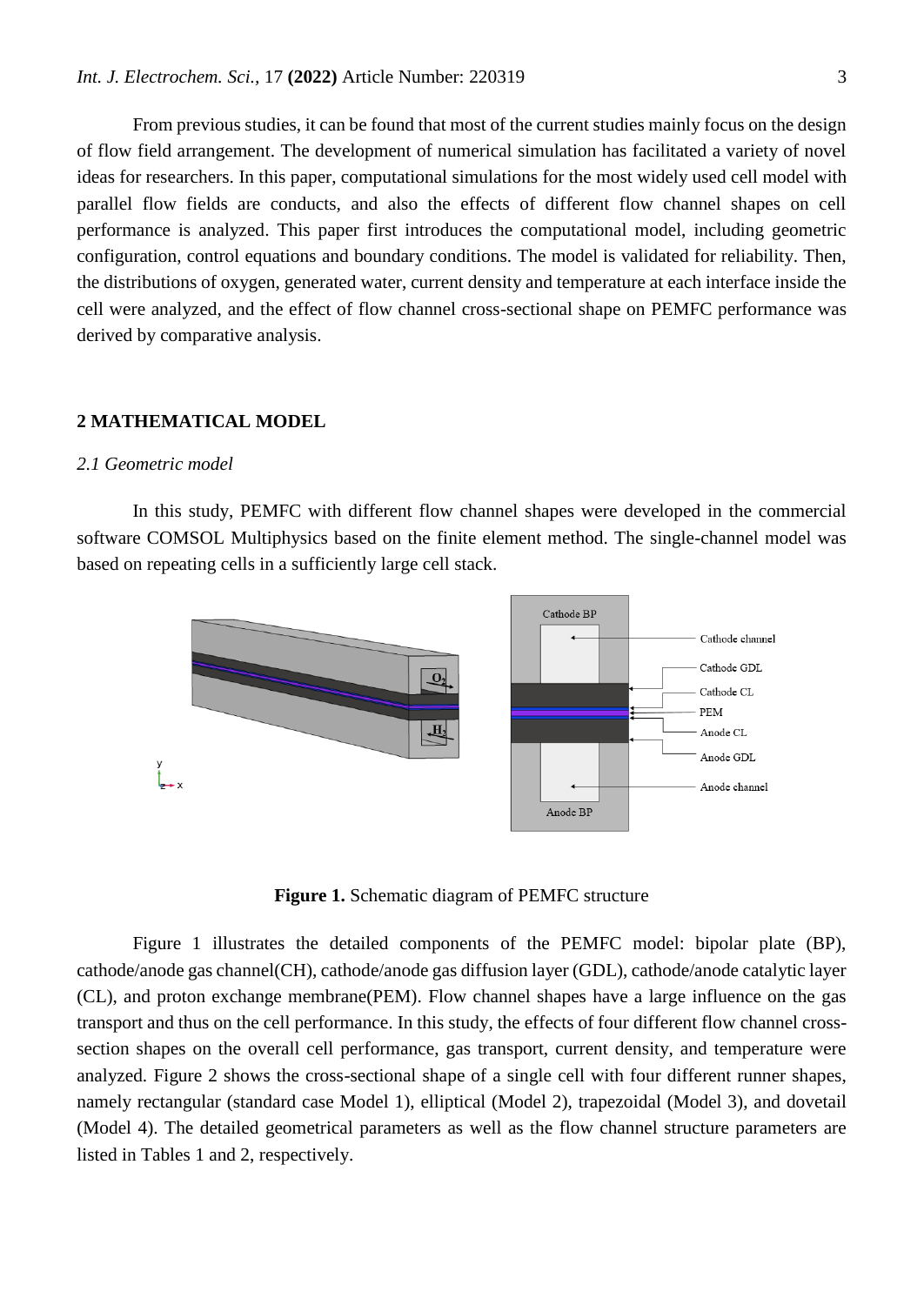From previous studies, it can be found that most of the current studies mainly focus on the design of flow field arrangement. The development of numerical simulation has facilitated a variety of novel ideas for researchers. In this paper, computational simulations for the most widely used cell model with parallel flow fields are conducts, and also the effects of different flow channel shapes on cell performance is analyzed. This paper first introduces the computational model, including geometric configuration, control equations and boundary conditions. The model is validated for reliability. Then, the distributions of oxygen, generated water, current density and temperature at each interface inside the cell were analyzed, and the effect of flow channel cross-sectional shape on PEMFC performance was derived by comparative analysis.

## 2 MATHEMATICAL MODEL

### *2.1 Geometric model*

In this study, PEMFC with different flow channel shapes were developed in the commercial software COMSOL Multiphysics based on the finite element method. The single-channel model was based on repeating cells in a sufficiently large cell stack.

**Figure 1.** Schematic diagram of PEMFC structure

Figure 1 illustrates the detailed components of the PEMFC model: bipolar plate (BP), cathode/anode gas channel(CH), cathode/anode gas diffusion layer (GDL), cathode/anode catalytic layer (CL), and proton exchange membrane(PEM). Flow channel shapes have a large influence on the gas transport and thus on the cell performance. In this study, the effects of four different flow channel cross-section shapes on the overall cell performance, gas transport, current density, and temperature were analyzed. Figure 2 shows the cross-sectional shape of a single cell with four different runner shapes, namely rectangular (standard case Model 1), elliptical (Model 2), trapezoidal (Model 3), and dovetail (Model 4). The detailed geometrical parameters as well as the flow channel structure parameters are listed in Tables 1 and 2, respectively.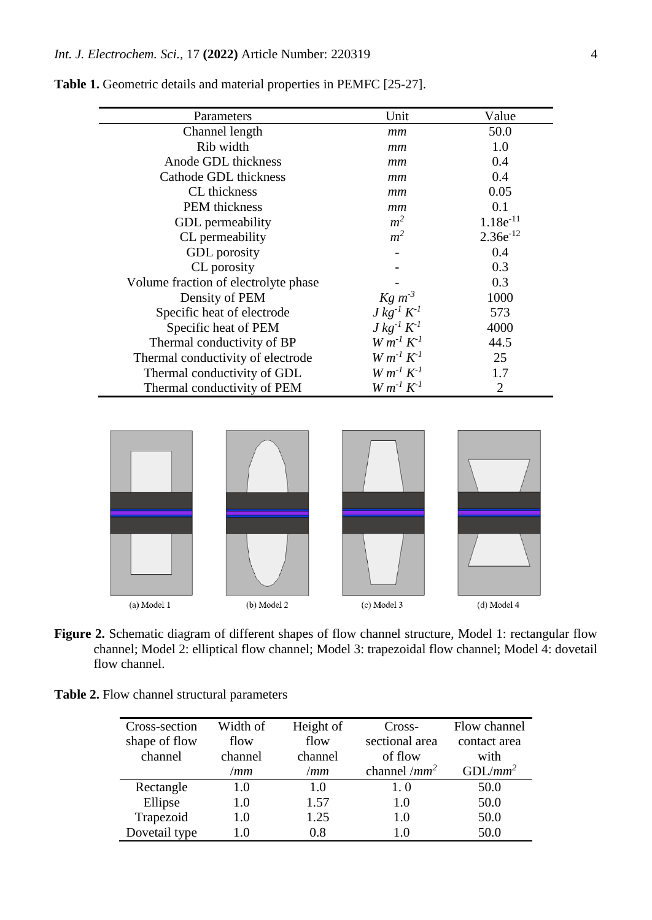**Table 1.** Geometric details and material properties in PEMFC [25-27].

| Parameters | Unit | Value |
|---|---|---|
| Channel length | *mm* | 50.0 |
| Rib width | *mm* | 1.0 |
| Anode GDL thickness | *mm* | 0.4 |
| Cathode GDL thickness | *mm* | 0.4 |
| CL thickness | *mm* | 0.05 |
| PEM thickness | *mm* | 0.1 |
| GDL permeability | $m^2$ | $1.18e^{-11}$ |
| CL permeability | $m^2$ | $2.36e^{-12}$ |
| GDL porosity | - | 0.4 |
| CL porosity | - | 0.3 |
| Volume fraction of electrolyte phase | - | 0.3 |
| Density of PEM | $Kg\ m^{-3}$ | 1000 |
| Specific heat of electrode | $J\ kg^{-1}\ K^{-1}$ | 573 |
| Specific heat of PEM | $J\ kg^{-1}\ K^{-1}$ | 4000 |
| Thermal conductivity of BP | $W\ m^{-1}\ K^{-1}$ | 44.5 |
| Thermal conductivity of electrode | $W\ m^{-1}\ K^{-1}$ | 25 |
| Thermal conductivity of GDL | $W\ m^{-1}\ K^{-1}$ | 1.7 |
| Thermal conductivity of PEM | $W\ m^{-1}\ K^{-1}$ | 2 |

(a) Model 1 (b) Model 2 (c) Model 3 (d) Model 4

**Figure 2.** Schematic diagram of different shapes of flow channel structure, Model 1: rectangular flow channel; Model 2: elliptical flow channel; Model 3: trapezoidal flow channel; Model 4: dovetail flow channel.

**Table 2.** Flow channel structural parameters

| Cross-section shape of flow channel | Width of flow channel /*mm* | Height of flow channel /*mm* | Cross-sectional area of flow channel /$mm^2$ | Flow channel contact area with GDL/$mm^2$ |
|---|---|---|---|---|
| Rectangle | 1.0 | 1.0 | 1. 0 | 50.0 |
| Ellipse | 1.0 | 1.57 | 1.0 | 50.0 |
| Trapezoid | 1.0 | 1.25 | 1.0 | 50.0 |
| Dovetail type | 1.0 | 0.8 | 1.0 | 50.0 |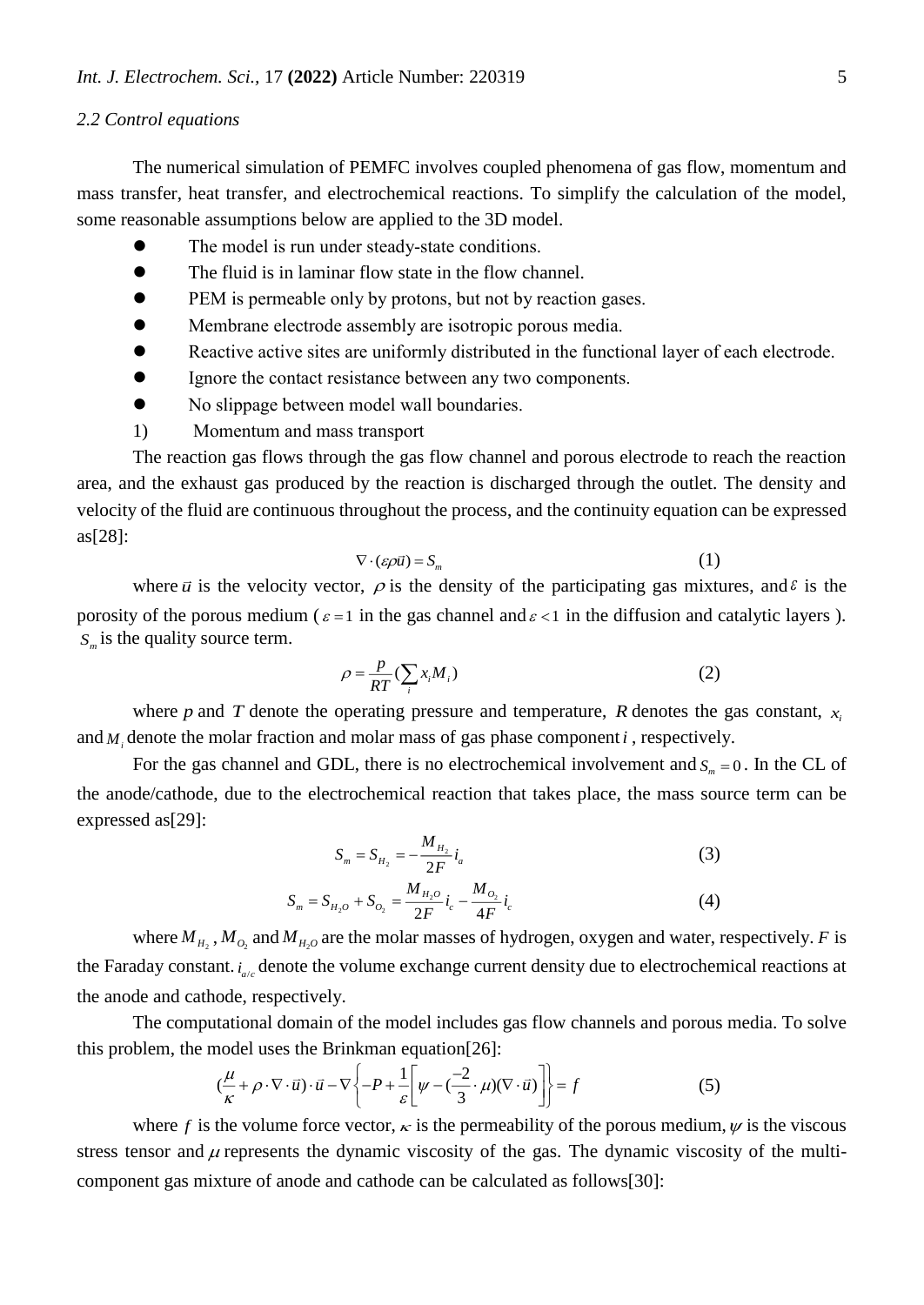### 2.2 Control equations

The numerical simulation of PEMFC involves coupled phenomena of gas flow, momentum and mass transfer, heat transfer, and electrochemical reactions. To simplify the calculation of the model, some reasonable assumptions below are applied to the 3D model.

- The model is run under steady-state conditions.
- The fluid is in laminar flow state in the flow channel.
- PEM is permeable only by protons, but not by reaction gases.
- Membrane electrode assembly are isotropic porous media.
- Reactive active sites are uniformly distributed in the functional layer of each electrode.
- Ignore the contact resistance between any two components.
- No slippage between model wall boundaries.

1) Momentum and mass transport

The reaction gas flows through the gas flow channel and porous electrode to reach the reaction area, and the exhaust gas produced by the reaction is discharged through the outlet. The density and velocity of the fluid are continuous throughout the process, and the continuity equation can be expressed as[28]:

$$\nabla \cdot (\varepsilon \rho \vec{u}) = S_m \tag{1}$$

where $\vec{u}$ is the velocity vector, $\rho$ is the density of the participating gas mixtures, and $\varepsilon$ is the porosity of the porous medium ($\varepsilon = 1$ in the gas channel and $\varepsilon < 1$ in the diffusion and catalytic layers ). $S_m$ is the quality source term.

$$\rho = \frac{p}{RT}\left(\sum_i x_i M_i\right) \tag{2}$$

where $p$ and $T$ denote the operating pressure and temperature, $R$ denotes the gas constant, $x_i$ and $M_i$ denote the molar fraction and molar mass of gas phase component $i$, respectively.

For the gas channel and GDL, there is no electrochemical involvement and $S_m = 0$. In the CL of the anode/cathode, due to the electrochemical reaction that takes place, the mass source term can be expressed as[29]:

$$S_m = S_{H_2} = -\frac{M_{H_2}}{2F} i_a \tag{3}$$

$$S_m = S_{H_2O} + S_{O_2} = \frac{M_{H_2O}}{2F} i_c - \frac{M_{O_2}}{4F} i_c \tag{4}$$

where $M_{H_2}$, $M_{O_2}$ and $M_{H_2O}$ are the molar masses of hydrogen, oxygen and water, respectively. $F$ is the Faraday constant. $i_{a/c}$ denote the volume exchange current density due to electrochemical reactions at the anode and cathode, respectively.

The computational domain of the model includes gas flow channels and porous media. To solve this problem, the model uses the Brinkman equation[26]:

$$\left(\frac{\mu}{\kappa} + \rho \cdot \nabla \cdot \vec{u}\right) \cdot \vec{u} - \nabla \left\{ -P + \frac{1}{\varepsilon}\left[\psi - \left(\frac{-2}{3} \cdot \mu\right)(\nabla \cdot \vec{u})\right]\right\} = f \tag{5}$$

where $f$ is the volume force vector, $\kappa$ is the permeability of the porous medium, $\psi$ is the viscous stress tensor and $\mu$ represents the dynamic viscosity of the gas. The dynamic viscosity of the multi-component gas mixture of anode and cathode can be calculated as follows[30]: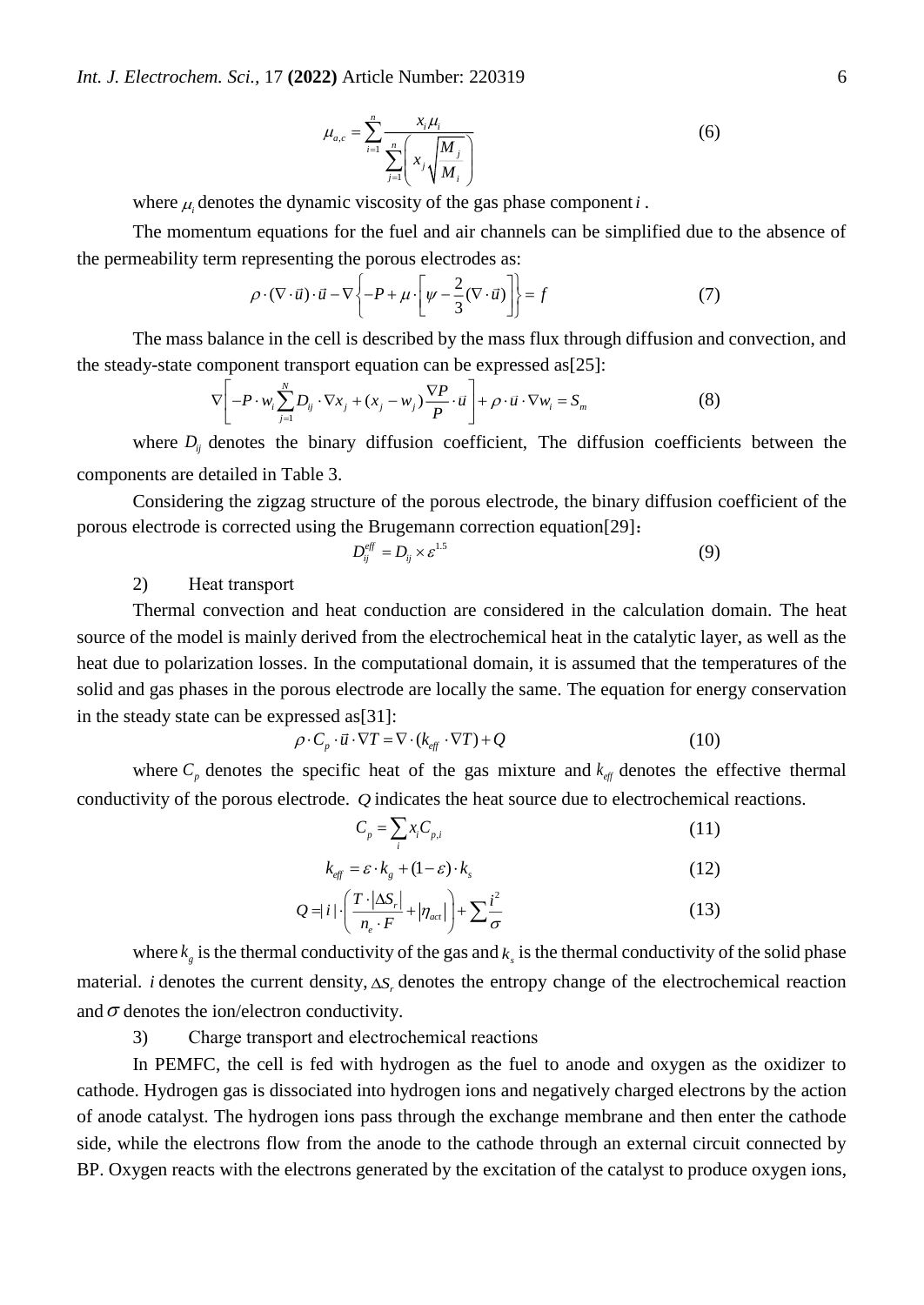$$\mu_{a,c} = \sum_{i=1}^{n} \frac{x_i \mu_i}{\sum_{j=1}^{n} \left( x_j \sqrt{\frac{M_j}{M_i}} \right)} \tag{6}$$

where $\mu_i$ denotes the dynamic viscosity of the gas phase component $i$.

The momentum equations for the fuel and air channels can be simplified due to the absence of the permeability term representing the porous electrodes as:

$$\rho \cdot (\nabla \cdot \vec{u}) \cdot \vec{u} - \nabla \left\{ -P + \mu \cdot \left[ \psi - \frac{2}{3}(\nabla \cdot \vec{u}) \right] \right\} = f \tag{7}$$

The mass balance in the cell is described by the mass flux through diffusion and convection, and the steady-state component transport equation can be expressed as[25]:

$$\nabla \left[ -P \cdot w_i \sum_{j=1}^{N} D_{ij} \cdot \nabla x_j + (x_j - w_j) \frac{\nabla P}{P} \cdot \vec{u} \right] + \rho \cdot \vec{u} \cdot \nabla w_i = S_m \tag{8}$$

where $D_{ij}$ denotes the binary diffusion coefficient, The diffusion coefficients between the components are detailed in Table 3.

Considering the zigzag structure of the porous electrode, the binary diffusion coefficient of the porous electrode is corrected using the Brugemann correction equation[29]：

$$D_{ij}^{eff} = D_{ij} \times \varepsilon^{1.5} \tag{9}$$

2) Heat transport

Thermal convection and heat conduction are considered in the calculation domain. The heat source of the model is mainly derived from the electrochemical heat in the catalytic layer, as well as the heat due to polarization losses. In the computational domain, it is assumed that the temperatures of the solid and gas phases in the porous electrode are locally the same. The equation for energy conservation in the steady state can be expressed as[31]:

$$\rho \cdot C_p \cdot \vec{u} \cdot \nabla T = \nabla \cdot (k_{eff} \cdot \nabla T) + Q \tag{10}$$

where $C_p$ denotes the specific heat of the gas mixture and $k_{eff}$ denotes the effective thermal conductivity of the porous electrode. $Q$ indicates the heat source due to electrochemical reactions.

$$C_p = \sum_i x_i C_{p,i} \tag{11}$$

$$k_{eff} = \varepsilon \cdot k_g + (1 - \varepsilon) \cdot k_s \tag{12}$$

$$Q = |i| \cdot \left( \frac{T \cdot |\Delta S_r|}{n_e \cdot F} + |\eta_{act}| \right) + \sum \frac{i^2}{\sigma} \tag{13}$$

where $k_g$ is the thermal conductivity of the gas and $k_s$ is the thermal conductivity of the solid phase material. $i$ denotes the current density, $\Delta S_r$ denotes the entropy change of the electrochemical reaction and $\sigma$ denotes the ion/electron conductivity.

3) Charge transport and electrochemical reactions

In PEMFC, the cell is fed with hydrogen as the fuel to anode and oxygen as the oxidizer to cathode. Hydrogen gas is dissociated into hydrogen ions and negatively charged electrons by the action of anode catalyst. The hydrogen ions pass through the exchange membrane and then enter the cathode side, while the electrons flow from the anode to the cathode through an external circuit connected by BP. Oxygen reacts with the electrons generated by the excitation of the catalyst to produce oxygen ions,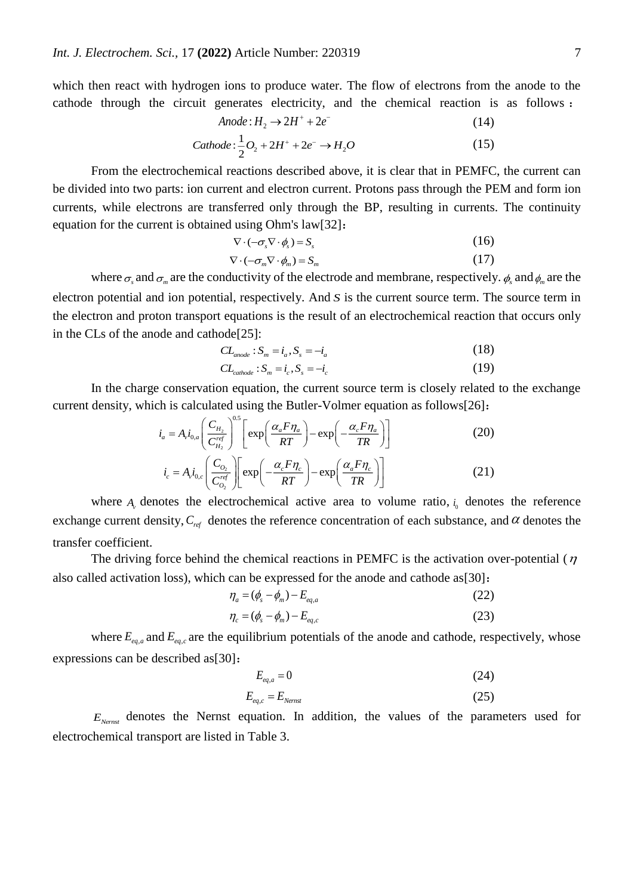which then react with hydrogen ions to produce water. The flow of electrons from the anode to the cathode through the circuit generates electricity, and the chemical reaction is as follows：

$$Anode: H_2 \rightarrow 2H^+ + 2e^- \tag{14}$$

$$Cathode: \frac{1}{2}O_2 + 2H^+ + 2e^- \rightarrow H_2O \tag{15}$$

From the electrochemical reactions described above, it is clear that in PEMFC, the current can be divided into two parts: ion current and electron current. Protons pass through the PEM and form ion currents, while electrons are transferred only through the BP, resulting in currents. The continuity equation for the current is obtained using Ohm's law[32]：

$$\nabla \cdot (-\sigma_s \nabla \cdot \phi_s) = S_s \tag{16}$$

$$\nabla \cdot (-\sigma_m \nabla \cdot \phi_m) = S_m \tag{17}$$

where $\sigma_s$ and $\sigma_m$ are the conductivity of the electrode and membrane, respectively. $\phi_s$ and $\phi_m$ are the electron potential and ion potential, respectively. And $S$ is the current source term. The source term in the electron and proton transport equations is the result of an electrochemical reaction that occurs only in the CLs of the anode and cathode[25]:

$$CL_{anode}: S_m = i_a, S_s = -i_a \tag{18}$$

$$CL_{cathode}: S_m = i_c, S_s = -i_c \tag{19}$$

In the charge conservation equation, the current source term is closely related to the exchange current density, which is calculated using the Butler-Volmer equation as follows[26]：

$$i_a = A_v i_{0,a} \left( \frac{C_{H_2}}{C_{H_2}^{ref}} \right)^{0.5} \left[ \exp\left( \frac{\alpha_a F \eta_a}{RT} \right) - \exp\left( -\frac{\alpha_c F \eta_a}{TR} \right) \right] \tag{20}$$

$$i_c = A_v i_{0,c} \left( \frac{C_{O_2}}{C_{O_2}^{ref}} \right) \left[ \exp\left( -\frac{\alpha_c F \eta_c}{RT} \right) - \exp\left( \frac{\alpha_a F \eta_c}{TR} \right) \right] \tag{21}$$

where $A_v$ denotes the electrochemical active area to volume ratio, $i_0$ denotes the reference exchange current density, $C_{ref}$ denotes the reference concentration of each substance, and $\alpha$ denotes the transfer coefficient.

The driving force behind the chemical reactions in PEMFC is the activation over-potential ($\eta$ also called activation loss), which can be expressed for the anode and cathode as[30]：

$$\eta_a = (\phi_s - \phi_m) - E_{eq,a} \tag{22}$$

$$\eta_c = (\phi_s - \phi_m) - E_{eq,c} \tag{23}$$

where $E_{eq,a}$ and $E_{eq,c}$ are the equilibrium potentials of the anode and cathode, respectively, whose expressions can be described as[30]：

$$E_{eq,a} = 0 \tag{24}$$

$$E_{eq,c} = E_{Nernst} \tag{25}$$

$E_{Nernst}$ denotes the Nernst equation. In addition, the values of the parameters used for electrochemical transport are listed in Table 3.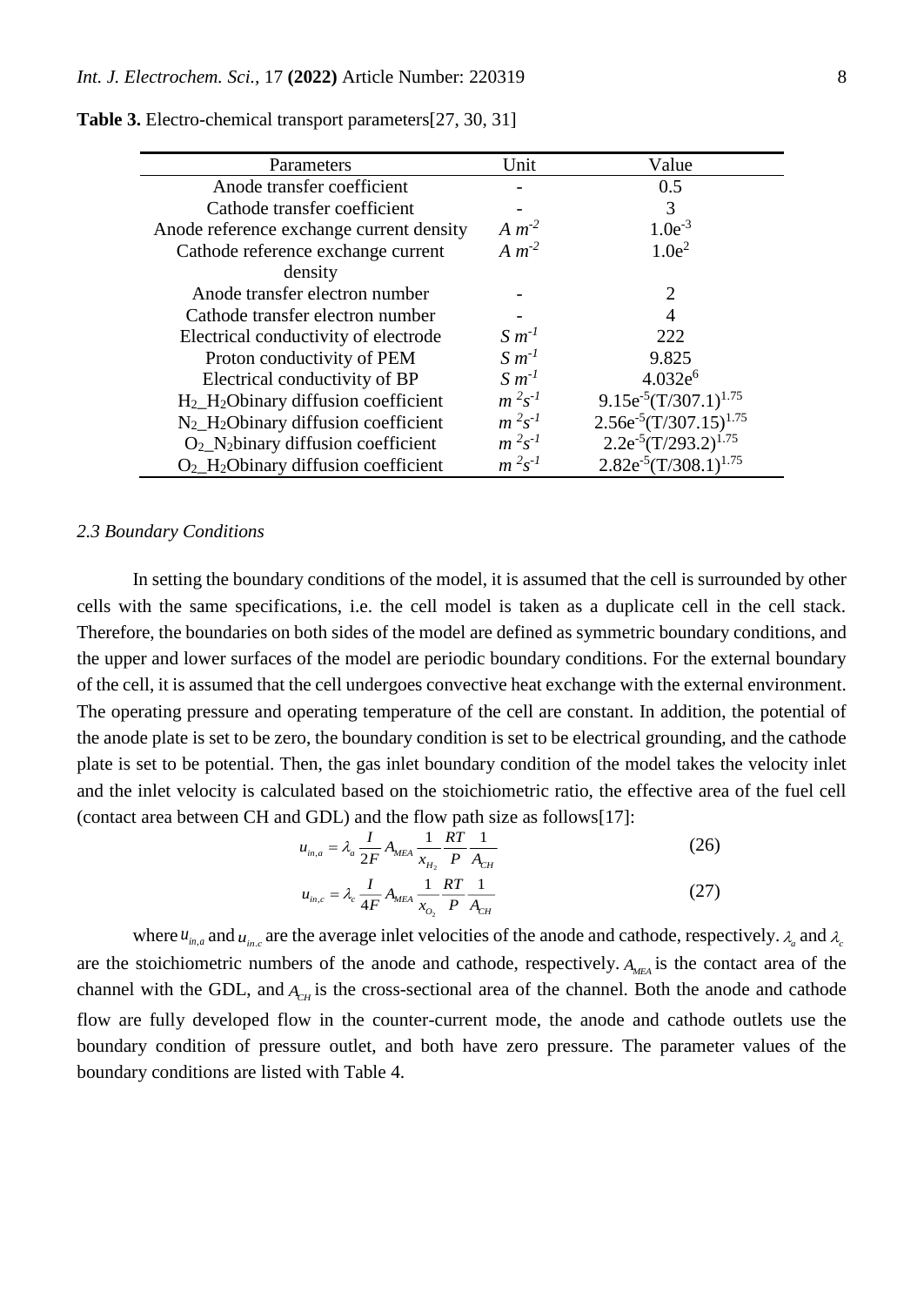**Table 3.** Electro-chemical transport parameters[27, 30, 31]

| Parameters | Unit | Value |
|---|---|---|
| Anode transfer coefficient | - | 0.5 |
| Cathode transfer coefficient | - | 3 |
| Anode reference exchange current density | $A\ m^{-2}$ | $1.0e^{-3}$ |
| Cathode reference exchange current density | $A\ m^{-2}$ | $1.0e^{2}$ |
| Anode transfer electron number | - | 2 |
| Cathode transfer electron number | - | 4 |
| Electrical conductivity of electrode | $S\ m^{-1}$ | 222 |
| Proton conductivity of PEM | $S\ m^{-1}$ | 9.825 |
| Electrical conductivity of BP | $S\ m^{-1}$ | $4.032e^{6}$ |
| $H_2$_$H_2O$binary diffusion coefficient | $m^{2}s^{-1}$ | $9.15e^{-5}(T/307.1)^{1.75}$ |
| $N_2$_$H_2O$binary diffusion coefficient | $m^{2}s^{-1}$ | $2.56e^{-5}(T/307.15)^{1.75}$ |
| $O_2$_$N_2$binary diffusion coefficient | $m^{2}s^{-1}$ | $2.2e^{-5}(T/293.2)^{1.75}$ |
| $O_2$_$H_2O$binary diffusion coefficient | $m^{2}s^{-1}$ | $2.82e^{-5}(T/308.1)^{1.75}$ |

### 2.3 Boundary Conditions

In setting the boundary conditions of the model, it is assumed that the cell is surrounded by other cells with the same specifications, i.e. the cell model is taken as a duplicate cell in the cell stack. Therefore, the boundaries on both sides of the model are defined as symmetric boundary conditions, and the upper and lower surfaces of the model are periodic boundary conditions. For the external boundary of the cell, it is assumed that the cell undergoes convective heat exchange with the external environment. The operating pressure and operating temperature of the cell are constant. In addition, the potential of the anode plate is set to be zero, the boundary condition is set to be electrical grounding, and the cathode plate is set to be potential. Then, the gas inlet boundary condition of the model takes the velocity inlet and the inlet velocity is calculated based on the stoichiometric ratio, the effective area of the fuel cell (contact area between CH and GDL) and the flow path size as follows[17]:

$$u_{in,a} = \lambda_a \frac{I}{2F} A_{MEA} \frac{1}{x_{H_2}} \frac{RT}{P} \frac{1}{A_{CH}} \tag{26}$$

$$u_{in,c} = \lambda_c \frac{I}{4F} A_{MEA} \frac{1}{x_{O_2}} \frac{RT}{P} \frac{1}{A_{CH}} \tag{27}$$

where $u_{in,a}$ and $u_{in.c}$ are the average inlet velocities of the anode and cathode, respectively. $\lambda_a$ and $\lambda_c$ are the stoichiometric numbers of the anode and cathode, respectively. $A_{MEA}$ is the contact area of the channel with the GDL, and $A_{CH}$ is the cross-sectional area of the channel. Both the anode and cathode flow are fully developed flow in the counter-current mode, the anode and cathode outlets use the boundary condition of pressure outlet, and both have zero pressure. The parameter values of the boundary conditions are listed with Table 4.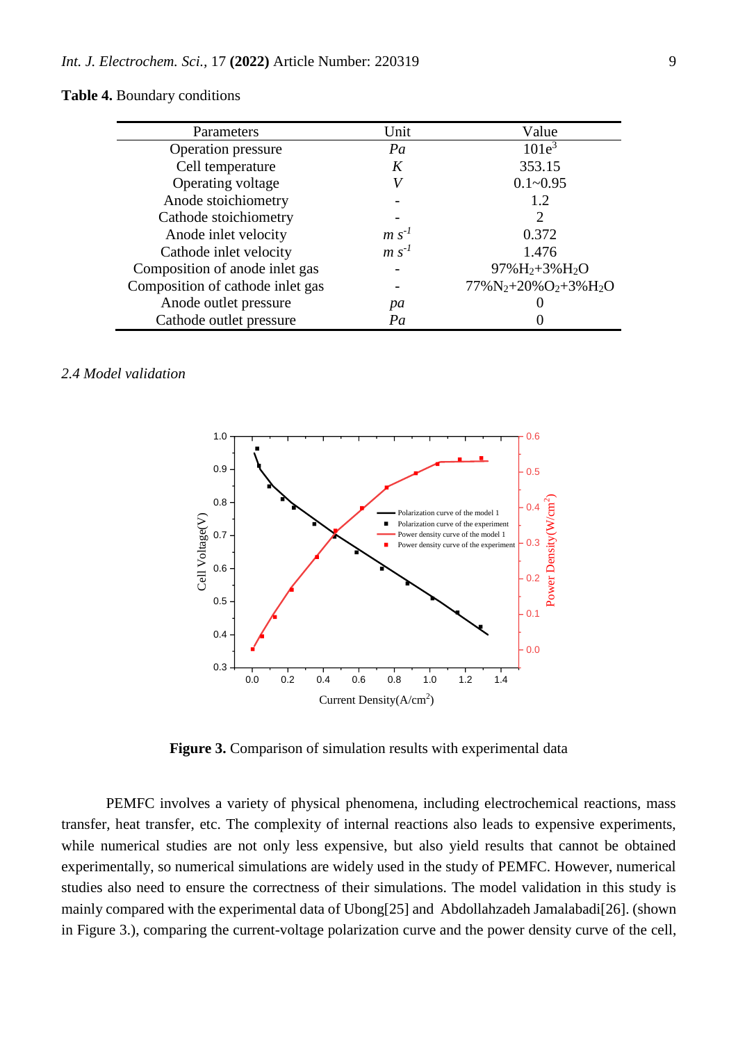**Table 4.** Boundary conditions

| Parameters | Unit | Value |
|---|---|---|
| Operation pressure | *Pa* | $101e^3$ |
| Cell temperature | *K* | 353.15 |
| Operating voltage | *V* | 0.1~0.95 |
| Anode stoichiometry | - | 1.2 |
| Cathode stoichiometry | - | 2 |
| Anode inlet velocity | $m\ s^{-1}$ | 0.372 |
| Cathode inlet velocity | $m\ s^{-1}$ | 1.476 |
| Composition of anode inlet gas | - | $97\%H_2+3\%H_2O$ |
| Composition of cathode inlet gas | - | $77\%N_2+20\%O_2+3\%H_2O$ |
| Anode outlet pressure | *pa* | 0 |
| Cathode outlet pressure | *Pa* | 0 |

### *2.4 Model validation*

**Figure 3.** Comparison of simulation results with experimental data

PEMFC involves a variety of physical phenomena, including electrochemical reactions, mass transfer, heat transfer, etc. The complexity of internal reactions also leads to expensive experiments, while numerical studies are not only less expensive, but also yield results that cannot be obtained experimentally, so numerical simulations are widely used in the study of PEMFC. However, numerical studies also need to ensure the correctness of their simulations. The model validation in this study is mainly compared with the experimental data of Ubong[25] and Abdollahzadeh Jamalabadi[26]. (shown in Figure 3.), comparing the current-voltage polarization curve and the power density curve of the cell,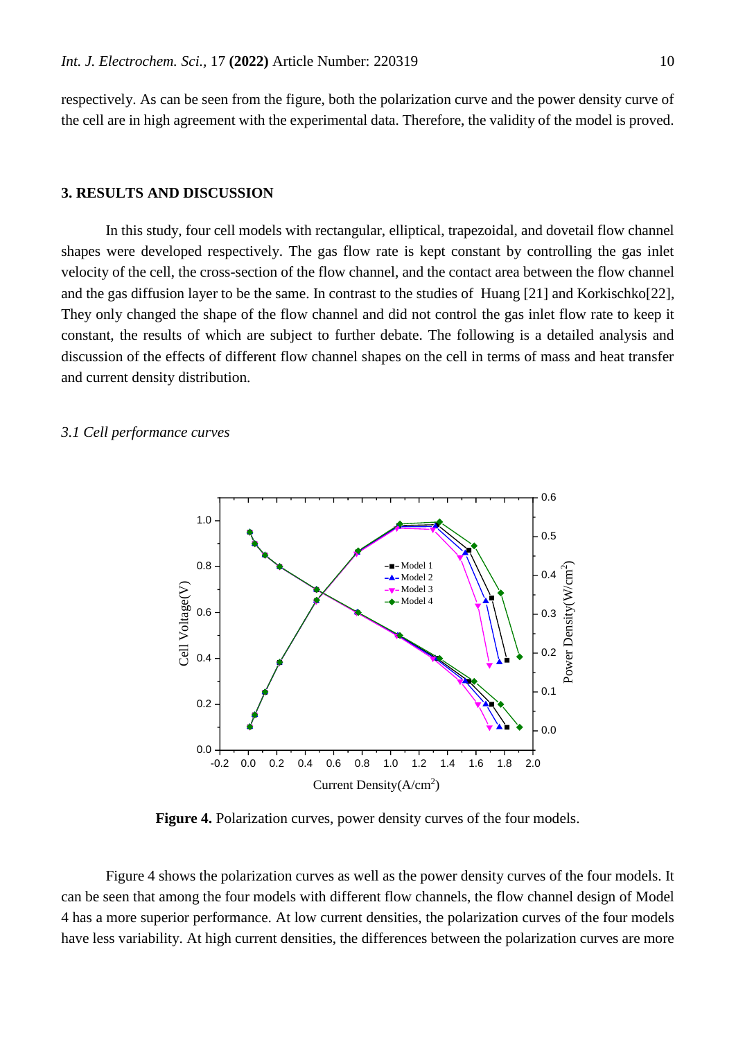respectively. As can be seen from the figure, both the polarization curve and the power density curve of the cell are in high agreement with the experimental data. Therefore, the validity of the model is proved.

## 3. RESULTS AND DISCUSSION

In this study, four cell models with rectangular, elliptical, trapezoidal, and dovetail flow channel shapes were developed respectively. The gas flow rate is kept constant by controlling the gas inlet velocity of the cell, the cross-section of the flow channel, and the contact area between the flow channel and the gas diffusion layer to be the same. In contrast to the studies of Huang [21] and Korkischko[22], They only changed the shape of the flow channel and did not control the gas inlet flow rate to keep it constant, the results of which are subject to further debate. The following is a detailed analysis and discussion of the effects of different flow channel shapes on the cell in terms of mass and heat transfer and current density distribution.

### *3.1 Cell performance curves*

**Figure 4.** Polarization curves, power density curves of the four models.

Figure 4 shows the polarization curves as well as the power density curves of the four models. It can be seen that among the four models with different flow channels, the flow channel design of Model 4 has a more superior performance. At low current densities, the polarization curves of the four models have less variability. At high current densities, the differences between the polarization curves are more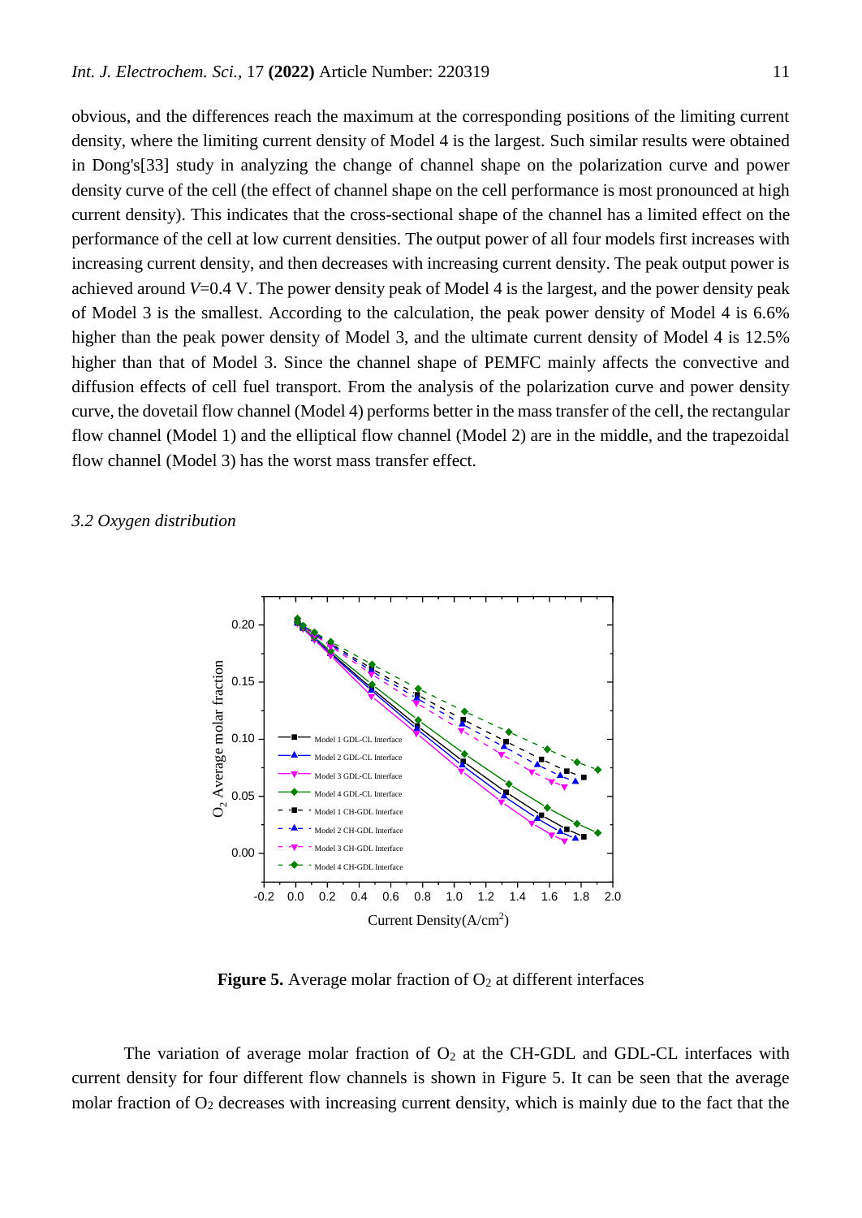obvious, and the differences reach the maximum at the corresponding positions of the limiting current density, where the limiting current density of Model 4 is the largest. Such similar results were obtained in Dong's[33] study in analyzing the change of channel shape on the polarization curve and power density curve of the cell (the effect of channel shape on the cell performance is most pronounced at high current density). This indicates that the cross-sectional shape of the channel has a limited effect on the performance of the cell at low current densities. The output power of all four models first increases with increasing current density, and then decreases with increasing current density. The peak output power is achieved around $V$=0.4 V. The power density peak of Model 4 is the largest, and the power density peak of Model 3 is the smallest. According to the calculation, the peak power density of Model 4 is 6.6% higher than the peak power density of Model 3, and the ultimate current density of Model 4 is 12.5% higher than that of Model 3. Since the channel shape of PEMFC mainly affects the convective and diffusion effects of cell fuel transport. From the analysis of the polarization curve and power density curve, the dovetail flow channel (Model 4) performs better in the mass transfer of the cell, the rectangular flow channel (Model 1) and the elliptical flow channel (Model 2) are in the middle, and the trapezoidal flow channel (Model 3) has the worst mass transfer effect.

### *3.2 Oxygen distribution*

**Figure 5.** Average molar fraction of $O_2$ at different interfaces

The variation of average molar fraction of $O_2$ at the CH-GDL and GDL-CL interfaces with current density for four different flow channels is shown in Figure 5. It can be seen that the average molar fraction of $O_2$ decreases with increasing current density, which is mainly due to the fact that the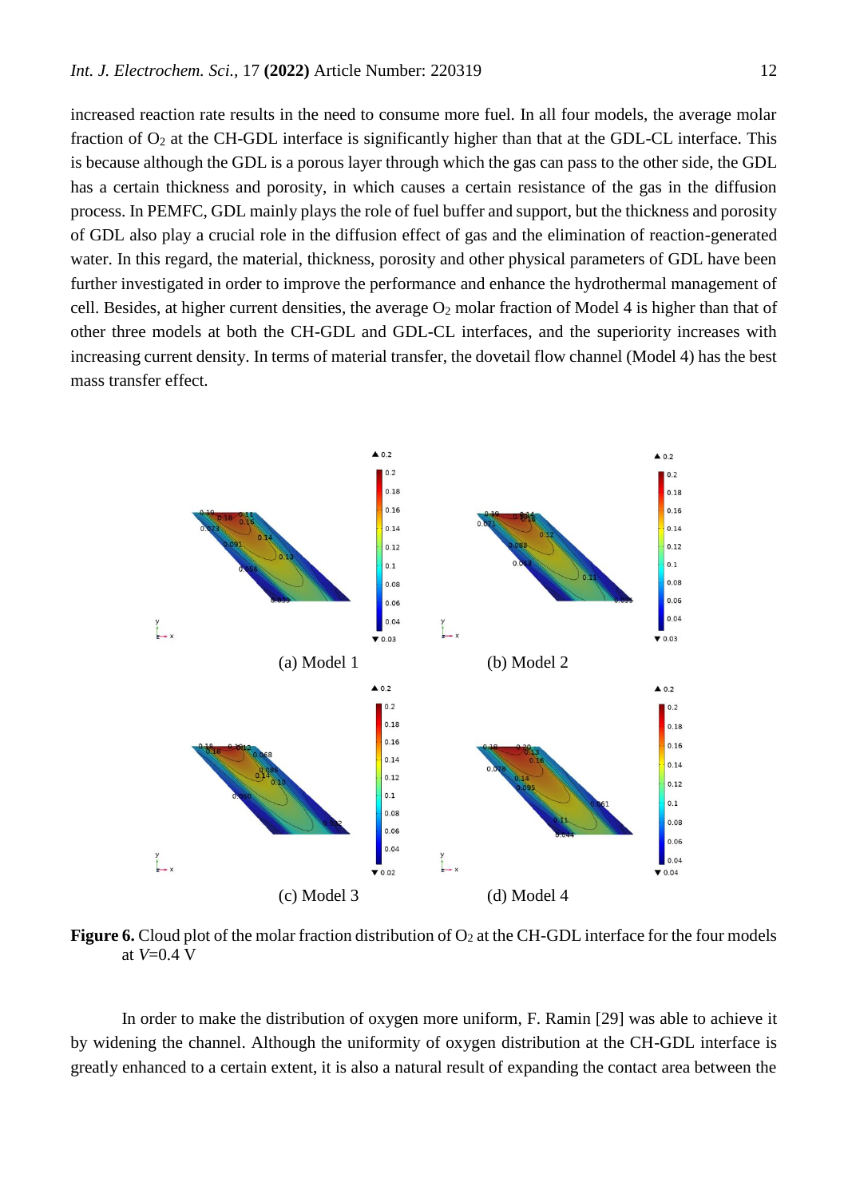increased reaction rate results in the need to consume more fuel. In all four models, the average molar fraction of $O_2$ at the CH-GDL interface is significantly higher than that at the GDL-CL interface. This is because although the GDL is a porous layer through which the gas can pass to the other side, the GDL has a certain thickness and porosity, in which causes a certain resistance of the gas in the diffusion process. In PEMFC, GDL mainly plays the role of fuel buffer and support, but the thickness and porosity of GDL also play a crucial role in the diffusion effect of gas and the elimination of reaction-generated water. In this regard, the material, thickness, porosity and other physical parameters of GDL have been further investigated in order to improve the performance and enhance the hydrothermal management of cell. Besides, at higher current densities, the average $O_2$ molar fraction of Model 4 is higher than that of other three models at both the CH-GDL and GDL-CL interfaces, and the superiority increases with increasing current density. In terms of material transfer, the dovetail flow channel (Model 4) has the best mass transfer effect.

(a) Model 1 (b) Model 2

(c) Model 3 (d) Model 4

**Figure 6.** Cloud plot of the molar fraction distribution of $O_2$ at the CH-GDL interface for the four models at *V*=0.4 V

In order to make the distribution of oxygen more uniform, F. Ramin [29] was able to achieve it by widening the channel. Although the uniformity of oxygen distribution at the CH-GDL interface is greatly enhanced to a certain extent, it is also a natural result of expanding the contact area between the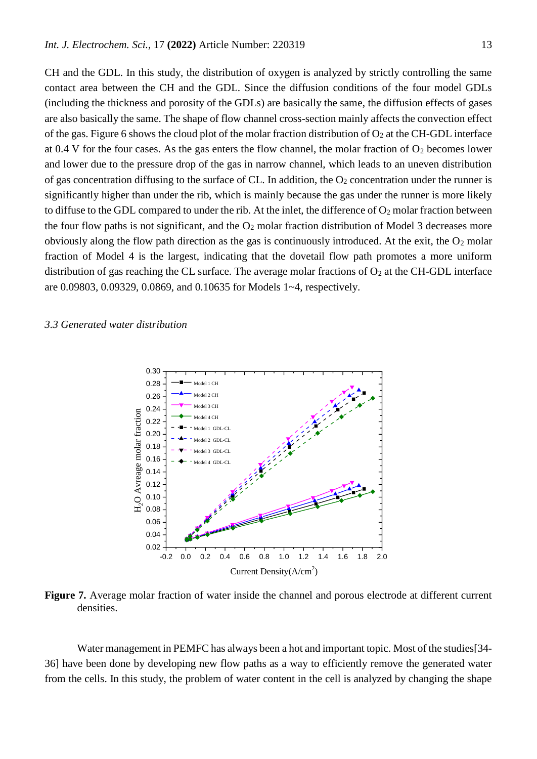CH and the GDL. In this study, the distribution of oxygen is analyzed by strictly controlling the same contact area between the CH and the GDL. Since the diffusion conditions of the four model GDLs (including the thickness and porosity of the GDLs) are basically the same, the diffusion effects of gases are also basically the same. The shape of flow channel cross-section mainly affects the convection effect of the gas. Figure 6 shows the cloud plot of the molar fraction distribution of $O_2$ at the CH-GDL interface at 0.4 V for the four cases. As the gas enters the flow channel, the molar fraction of $O_2$ becomes lower and lower due to the pressure drop of the gas in narrow channel, which leads to an uneven distribution of gas concentration diffusing to the surface of CL. In addition, the $O_2$ concentration under the runner is significantly higher than under the rib, which is mainly because the gas under the runner is more likely to diffuse to the GDL compared to under the rib. At the inlet, the difference of $O_2$ molar fraction between the four flow paths is not significant, and the $O_2$ molar fraction distribution of Model 3 decreases more obviously along the flow path direction as the gas is continuously introduced. At the exit, the $O_2$ molar fraction of Model 4 is the largest, indicating that the dovetail flow path promotes a more uniform distribution of gas reaching the CL surface. The average molar fractions of $O_2$ at the CH-GDL interface are 0.09803, 0.09329, 0.0869, and 0.10635 for Models 1~4, respectively.

### *3.3 Generated water distribution*

**Figure 7.** Average molar fraction of water inside the channel and porous electrode at different current densities.

Water management in PEMFC has always been a hot and important topic. Most of the studies[34-36] have been done by developing new flow paths as a way to efficiently remove the generated water from the cells. In this study, the problem of water content in the cell is analyzed by changing the shape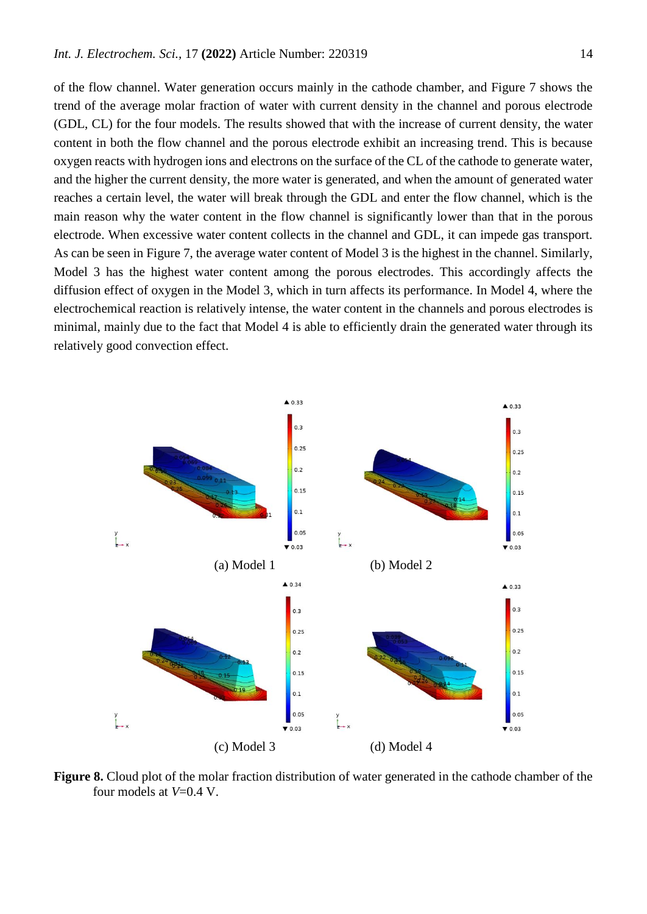of the flow channel. Water generation occurs mainly in the cathode chamber, and Figure 7 shows the trend of the average molar fraction of water with current density in the channel and porous electrode (GDL, CL) for the four models. The results showed that with the increase of current density, the water content in both the flow channel and the porous electrode exhibit an increasing trend. This is because oxygen reacts with hydrogen ions and electrons on the surface of the CL of the cathode to generate water, and the higher the current density, the more water is generated, and when the amount of generated water reaches a certain level, the water will break through the GDL and enter the flow channel, which is the main reason why the water content in the flow channel is significantly lower than that in the porous electrode. When excessive water content collects in the channel and GDL, it can impede gas transport. As can be seen in Figure 7, the average water content of Model 3 is the highest in the channel. Similarly, Model 3 has the highest water content among the porous electrodes. This accordingly affects the diffusion effect of oxygen in the Model 3, which in turn affects its performance. In Model 4, where the electrochemical reaction is relatively intense, the water content in the channels and porous electrodes is minimal, mainly due to the fact that Model 4 is able to efficiently drain the generated water through its relatively good convection effect.

(a) Model 1

(b) Model 2

(c) Model 3

(d) Model 4

**Figure 8.** Cloud plot of the molar fraction distribution of water generated in the cathode chamber of the four models at $V$=0.4 V.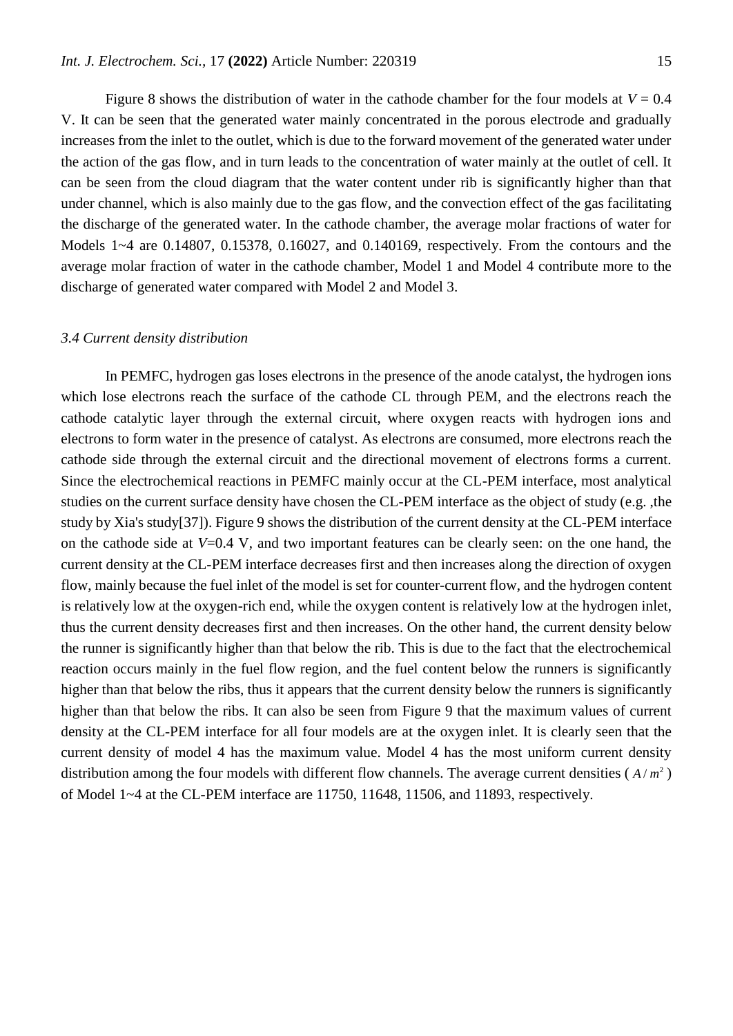Figure 8 shows the distribution of water in the cathode chamber for the four models at $V = 0.4$ V. It can be seen that the generated water mainly concentrated in the porous electrode and gradually increases from the inlet to the outlet, which is due to the forward movement of the generated water under the action of the gas flow, and in turn leads to the concentration of water mainly at the outlet of cell. It can be seen from the cloud diagram that the water content under rib is significantly higher than that under channel, which is also mainly due to the gas flow, and the convection effect of the gas facilitating the discharge of the generated water. In the cathode chamber, the average molar fractions of water for Models 1~4 are 0.14807, 0.15378, 0.16027, and 0.140169, respectively. From the contours and the average molar fraction of water in the cathode chamber, Model 1 and Model 4 contribute more to the discharge of generated water compared with Model 2 and Model 3.

### *3.4 Current density distribution*

In PEMFC, hydrogen gas loses electrons in the presence of the anode catalyst, the hydrogen ions which lose electrons reach the surface of the cathode CL through PEM, and the electrons reach the cathode catalytic layer through the external circuit, where oxygen reacts with hydrogen ions and electrons to form water in the presence of catalyst. As electrons are consumed, more electrons reach the cathode side through the external circuit and the directional movement of electrons forms a current. Since the electrochemical reactions in PEMFC mainly occur at the CL-PEM interface, most analytical studies on the current surface density have chosen the CL-PEM interface as the object of study (e.g. ,the study by Xia's study[37]). Figure 9 shows the distribution of the current density at the CL-PEM interface on the cathode side at $V$=0.4 V, and two important features can be clearly seen: on the one hand, the current density at the CL-PEM interface decreases first and then increases along the direction of oxygen flow, mainly because the fuel inlet of the model is set for counter-current flow, and the hydrogen content is relatively low at the oxygen-rich end, while the oxygen content is relatively low at the hydrogen inlet, thus the current density decreases first and then increases. On the other hand, the current density below the runner is significantly higher than that below the rib. This is due to the fact that the electrochemical reaction occurs mainly in the fuel flow region, and the fuel content below the runners is significantly higher than that below the ribs, thus it appears that the current density below the runners is significantly higher than that below the ribs. It can also be seen from Figure 9 that the maximum values of current density at the CL-PEM interface for all four models are at the oxygen inlet. It is clearly seen that the current density of model 4 has the maximum value. Model 4 has the most uniform current density distribution among the four models with different flow channels. The average current densities ( $A/m^2$ ) of Model 1~4 at the CL-PEM interface are 11750, 11648, 11506, and 11893, respectively.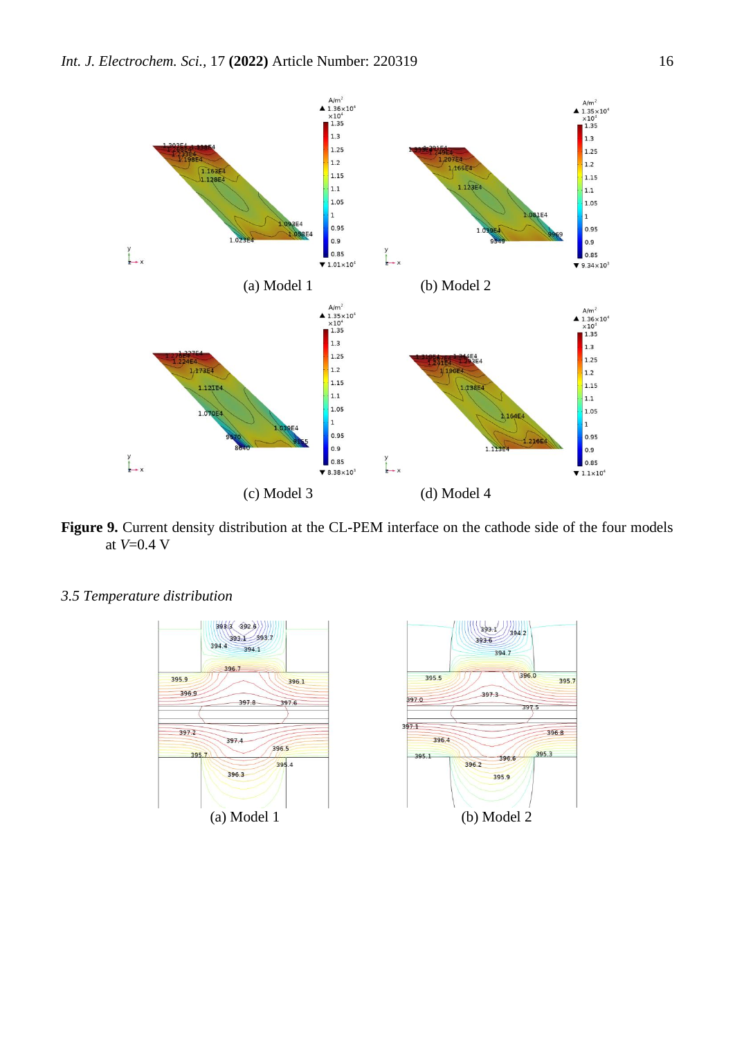(a) Model 1

(b) Model 2

(c) Model 3

(d) Model 4

**Figure 9.** Current density distribution at the CL-PEM interface on the cathode side of the four models at $V$=0.4 V

### *3.5 Temperature distribution*

(a) Model 1

(b) Model 2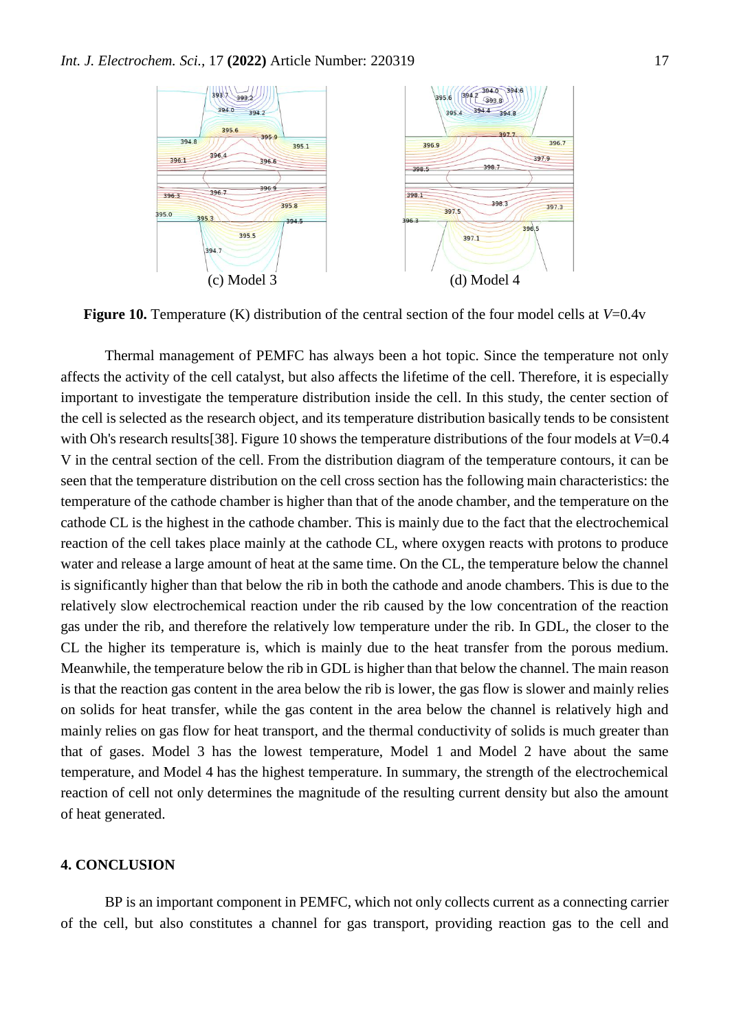(c) Model 3

(d) Model 4

**Figure 10.** Temperature (K) distribution of the central section of the four model cells at $V$=0.4v

Thermal management of PEMFC has always been a hot topic. Since the temperature not only affects the activity of the cell catalyst, but also affects the lifetime of the cell. Therefore, it is especially important to investigate the temperature distribution inside the cell. In this study, the center section of the cell is selected as the research object, and its temperature distribution basically tends to be consistent with Oh's research results[38]. Figure 10 shows the temperature distributions of the four models at $V$=0.4 V in the central section of the cell. From the distribution diagram of the temperature contours, it can be seen that the temperature distribution on the cell cross section has the following main characteristics: the temperature of the cathode chamber is higher than that of the anode chamber, and the temperature on the cathode CL is the highest in the cathode chamber. This is mainly due to the fact that the electrochemical reaction of the cell takes place mainly at the cathode CL, where oxygen reacts with protons to produce water and release a large amount of heat at the same time. On the CL, the temperature below the channel is significantly higher than that below the rib in both the cathode and anode chambers. This is due to the relatively slow electrochemical reaction under the rib caused by the low concentration of the reaction gas under the rib, and therefore the relatively low temperature under the rib. In GDL, the closer to the CL the higher its temperature is, which is mainly due to the heat transfer from the porous medium. Meanwhile, the temperature below the rib in GDL is higher than that below the channel. The main reason is that the reaction gas content in the area below the rib is lower, the gas flow is slower and mainly relies on solids for heat transfer, while the gas content in the area below the channel is relatively high and mainly relies on gas flow for heat transport, and the thermal conductivity of solids is much greater than that of gases. Model 3 has the lowest temperature, Model 1 and Model 2 have about the same temperature, and Model 4 has the highest temperature. In summary, the strength of the electrochemical reaction of cell not only determines the magnitude of the resulting current density but also the amount of heat generated.

## 4. CONCLUSION

BP is an important component in PEMFC, which not only collects current as a connecting carrier of the cell, but also constitutes a channel for gas transport, providing reaction gas to the cell and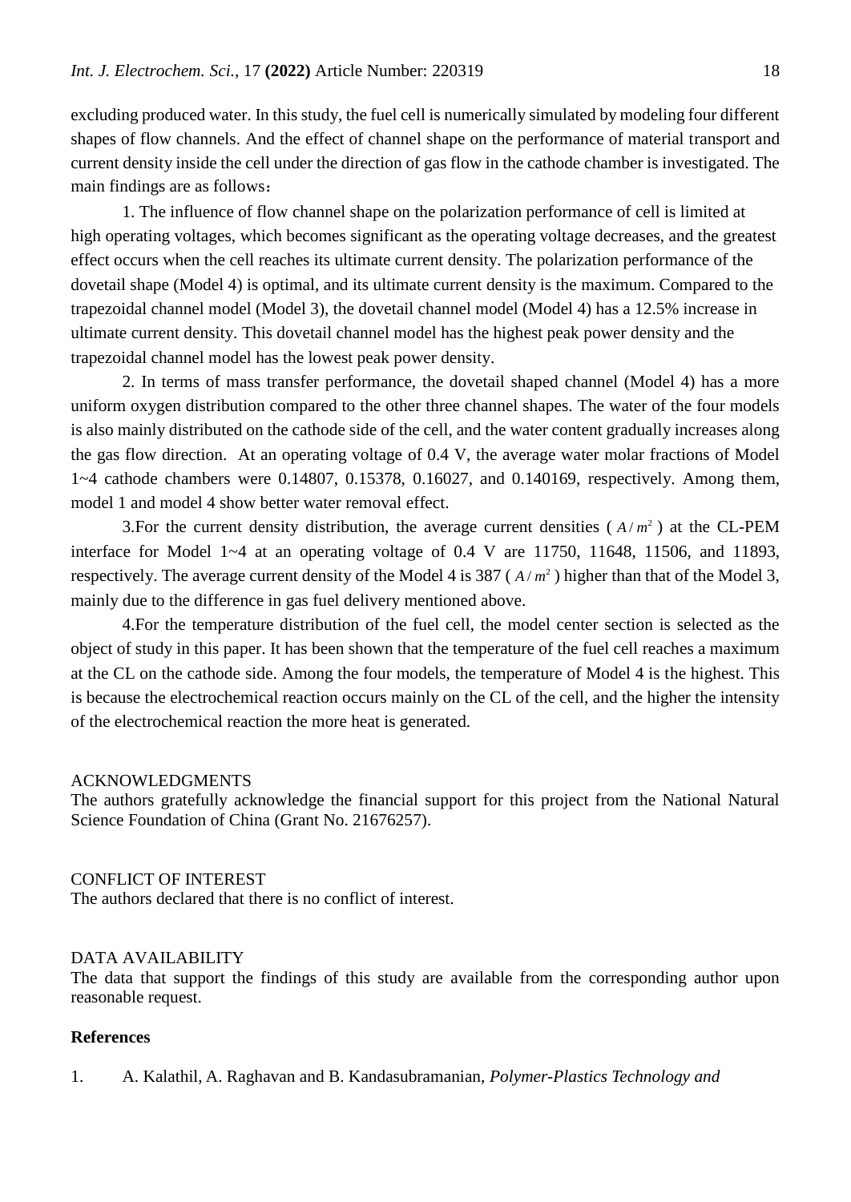excluding produced water. In this study, the fuel cell is numerically simulated by modeling four different shapes of flow channels. And the effect of channel shape on the performance of material transport and current density inside the cell under the direction of gas flow in the cathode chamber is investigated. The main findings are as follows：

1. The influence of flow channel shape on the polarization performance of cell is limited at high operating voltages, which becomes significant as the operating voltage decreases, and the greatest effect occurs when the cell reaches its ultimate current density. The polarization performance of the dovetail shape (Model 4) is optimal, and its ultimate current density is the maximum. Compared to the trapezoidal channel model (Model 3), the dovetail channel model (Model 4) has a 12.5% increase in ultimate current density. This dovetail channel model has the highest peak power density and the trapezoidal channel model has the lowest peak power density.

2. In terms of mass transfer performance, the dovetail shaped channel (Model 4) has a more uniform oxygen distribution compared to the other three channel shapes. The water of the four models is also mainly distributed on the cathode side of the cell, and the water content gradually increases along the gas flow direction. At an operating voltage of 0.4 V, the average water molar fractions of Model 1~4 cathode chambers were 0.14807, 0.15378, 0.16027, and 0.140169, respectively. Among them, model 1 and model 4 show better water removal effect.

3.For the current density distribution, the average current densities ( $A/m^2$ ) at the CL-PEM interface for Model 1~4 at an operating voltage of 0.4 V are 11750, 11648, 11506, and 11893, respectively. The average current density of the Model 4 is 387 ( $A/m^2$ ) higher than that of the Model 3, mainly due to the difference in gas fuel delivery mentioned above.

4.For the temperature distribution of the fuel cell, the model center section is selected as the object of study in this paper. It has been shown that the temperature of the fuel cell reaches a maximum at the CL on the cathode side. Among the four models, the temperature of Model 4 is the highest. This is because the electrochemical reaction occurs mainly on the CL of the cell, and the higher the intensity of the electrochemical reaction the more heat is generated.

## ACKNOWLEDGMENTS

The authors gratefully acknowledge the financial support for this project from the National Natural Science Foundation of China (Grant No. 21676257).

## CONFLICT OF INTEREST

The authors declared that there is no conflict of interest.

## DATA AVAILABILITY

The data that support the findings of this study are available from the corresponding author upon reasonable request.

## References

1. A. Kalathil, A. Raghavan and B. Kandasubramanian, *Polymer-Plastics Technology and*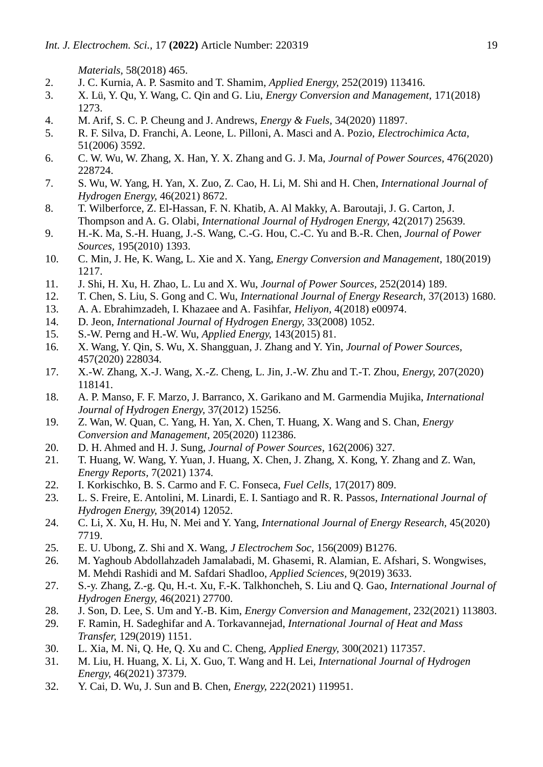*Materials*, 58(2018) 465.

2. J. C. Kurnia, A. P. Sasmito and T. Shamim, *Applied Energy*, 252(2019) 113416.
3. X. Lü, Y. Qu, Y. Wang, C. Qin and G. Liu, *Energy Conversion and Management*, 171(2018) 1273.
4. M. Arif, S. C. P. Cheung and J. Andrews, *Energy & Fuels*, 34(2020) 11897.
5. R. F. Silva, D. Franchi, A. Leone, L. Pilloni, A. Masci and A. Pozio, *Electrochimica Acta*, 51(2006) 3592.
6. C. W. Wu, W. Zhang, X. Han, Y. X. Zhang and G. J. Ma, *Journal of Power Sources*, 476(2020) 228724.
7. S. Wu, W. Yang, H. Yan, X. Zuo, Z. Cao, H. Li, M. Shi and H. Chen, *International Journal of Hydrogen Energy*, 46(2021) 8672.
8. T. Wilberforce, Z. El-Hassan, F. N. Khatib, A. Al Makky, A. Baroutaji, J. G. Carton, J. Thompson and A. G. Olabi, *International Journal of Hydrogen Energy*, 42(2017) 25639.
9. H.-K. Ma, S.-H. Huang, J.-S. Wang, C.-G. Hou, C.-C. Yu and B.-R. Chen, *Journal of Power Sources*, 195(2010) 1393.
10. C. Min, J. He, K. Wang, L. Xie and X. Yang, *Energy Conversion and Management*, 180(2019) 1217.
11. J. Shi, H. Xu, H. Zhao, L. Lu and X. Wu, *Journal of Power Sources*, 252(2014) 189.
12. T. Chen, S. Liu, S. Gong and C. Wu, *International Journal of Energy Research*, 37(2013) 1680.
13. A. A. Ebrahimzadeh, I. Khazaee and A. Fasihfar, *Heliyon*, 4(2018) e00974.
14. D. Jeon, *International Journal of Hydrogen Energy*, 33(2008) 1052.
15. S.-W. Perng and H.-W. Wu, *Applied Energy*, 143(2015) 81.
16. X. Wang, Y. Qin, S. Wu, X. Shangguan, J. Zhang and Y. Yin, *Journal of Power Sources*, 457(2020) 228034.
17. X.-W. Zhang, X.-J. Wang, X.-Z. Cheng, L. Jin, J.-W. Zhu and T.-T. Zhou, *Energy*, 207(2020) 118141.
18. A. P. Manso, F. F. Marzo, J. Barranco, X. Garikano and M. Garmendia Mujika, *International Journal of Hydrogen Energy*, 37(2012) 15256.
19. Z. Wan, W. Quan, C. Yang, H. Yan, X. Chen, T. Huang, X. Wang and S. Chan, *Energy Conversion and Management*, 205(2020) 112386.
20. D. H. Ahmed and H. J. Sung, *Journal of Power Sources*, 162(2006) 327.
21. T. Huang, W. Wang, Y. Yuan, J. Huang, X. Chen, J. Zhang, X. Kong, Y. Zhang and Z. Wan, *Energy Reports*, 7(2021) 1374.
22. I. Korkischko, B. S. Carmo and F. C. Fonseca, *Fuel Cells*, 17(2017) 809.
23. L. S. Freire, E. Antolini, M. Linardi, E. I. Santiago and R. R. Passos, *International Journal of Hydrogen Energy*, 39(2014) 12052.
24. C. Li, X. Xu, H. Hu, N. Mei and Y. Yang, *International Journal of Energy Research*, 45(2020) 7719.
25. E. U. Ubong, Z. Shi and X. Wang, *J Electrochem Soc*, 156(2009) B1276.
26. M. Yaghoub Abdollahzadeh Jamalabadi, M. Ghasemi, R. Alamian, E. Afshari, S. Wongwises, M. Mehdi Rashidi and M. Safdari Shadloo, *Applied Sciences*, 9(2019) 3633.
27. S.-y. Zhang, Z.-g. Qu, H.-t. Xu, F.-K. Talkhoncheh, S. Liu and Q. Gao, *International Journal of Hydrogen Energy*, 46(2021) 27700.
28. J. Son, D. Lee, S. Um and Y.-B. Kim, *Energy Conversion and Management*, 232(2021) 113803.
29. F. Ramin, H. Sadeghifar and A. Torkavannejad, *International Journal of Heat and Mass Transfer*, 129(2019) 1151.
30. L. Xia, M. Ni, Q. He, Q. Xu and C. Cheng, *Applied Energy*, 300(2021) 117357.
31. M. Liu, H. Huang, X. Li, X. Guo, T. Wang and H. Lei, *International Journal of Hydrogen Energy*, 46(2021) 37379.
32. Y. Cai, D. Wu, J. Sun and B. Chen, *Energy*, 222(2021) 119951.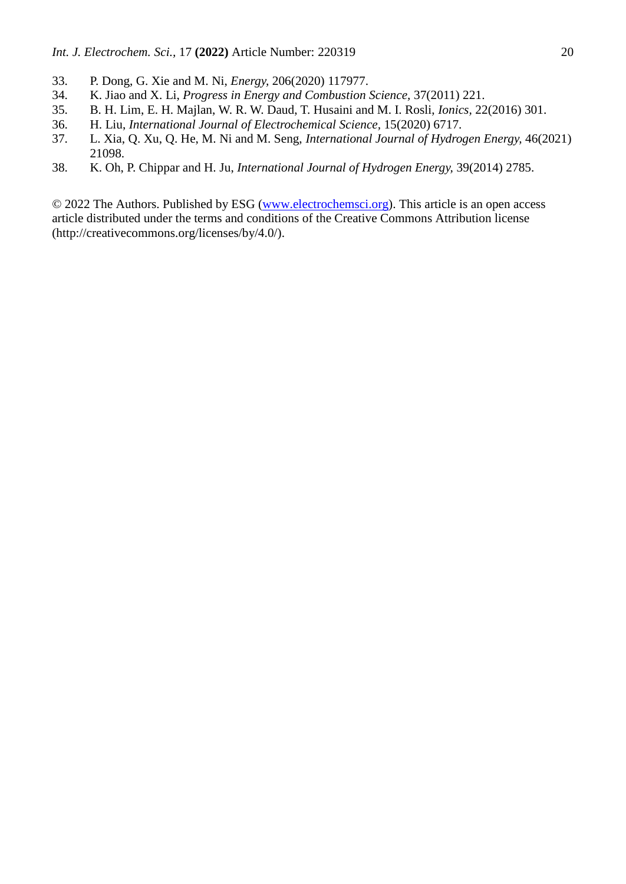33. P. Dong, G. Xie and M. Ni, *Energy*, 206(2020) 117977.
34. K. Jiao and X. Li, *Progress in Energy and Combustion Science*, 37(2011) 221.
35. B. H. Lim, E. H. Majlan, W. R. W. Daud, T. Husaini and M. I. Rosli, *Ionics*, 22(2016) 301.
36. H. Liu, *International Journal of Electrochemical Science*, 15(2020) 6717.
37. L. Xia, Q. Xu, Q. He, M. Ni and M. Seng, *International Journal of Hydrogen Energy*, 46(2021) 21098.
38. K. Oh, P. Chippar and H. Ju, *International Journal of Hydrogen Energy*, 39(2014) 2785.

© 2022 The Authors. Published by ESG (www.electrochemsci.org). This article is an open access article distributed under the terms and conditions of the Creative Commons Attribution license (http://creativecommons.org/licenses/by/4.0/).